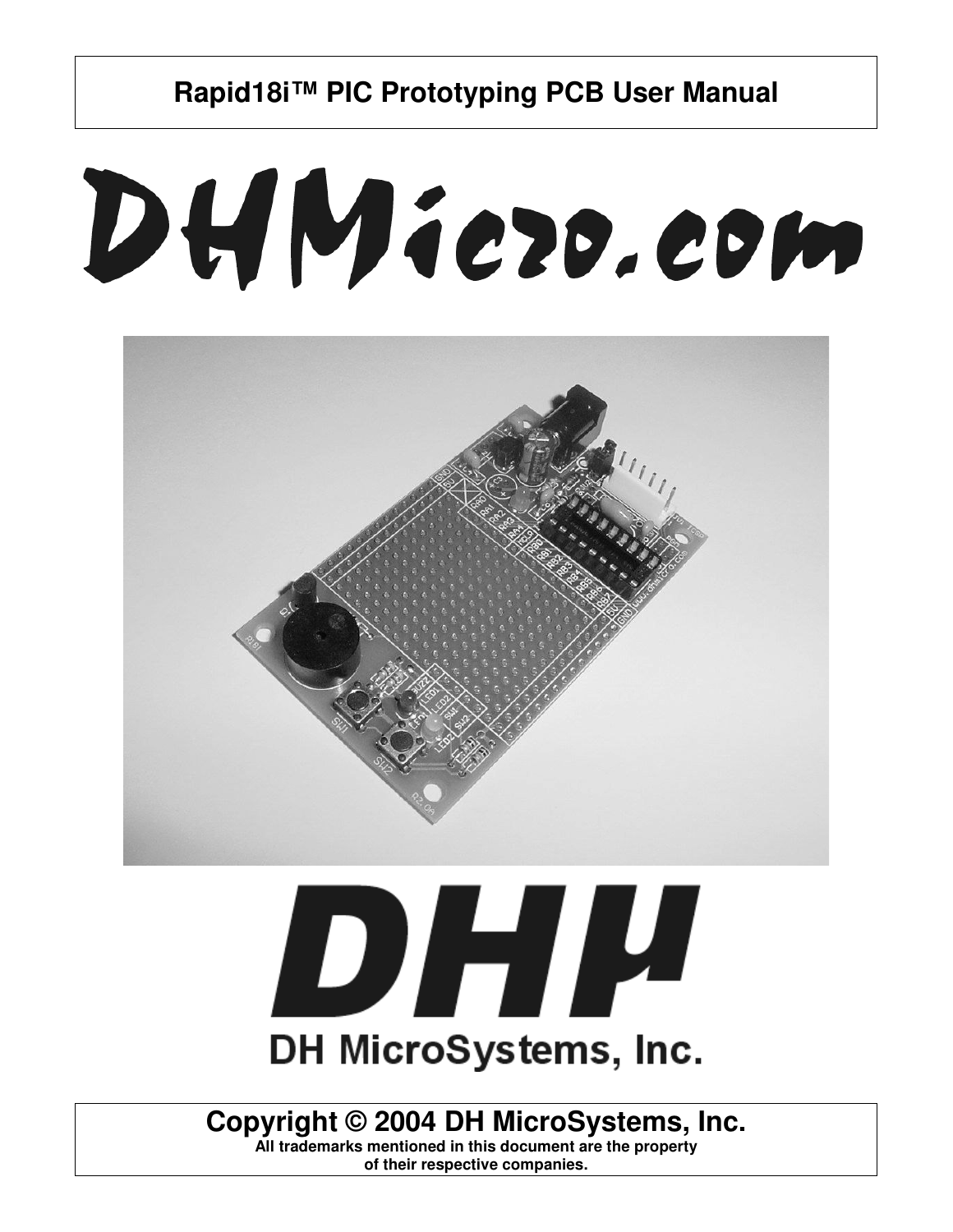# Rapid18i™ PIC Prototyping PCB User Manual

DHMicro.com

DHμ

DH MicroSystems, Inc.

**Copyright © 2004 DH MicroSystems, Inc.**

**All trademarks mentioned in this document are the property of their respective companies.**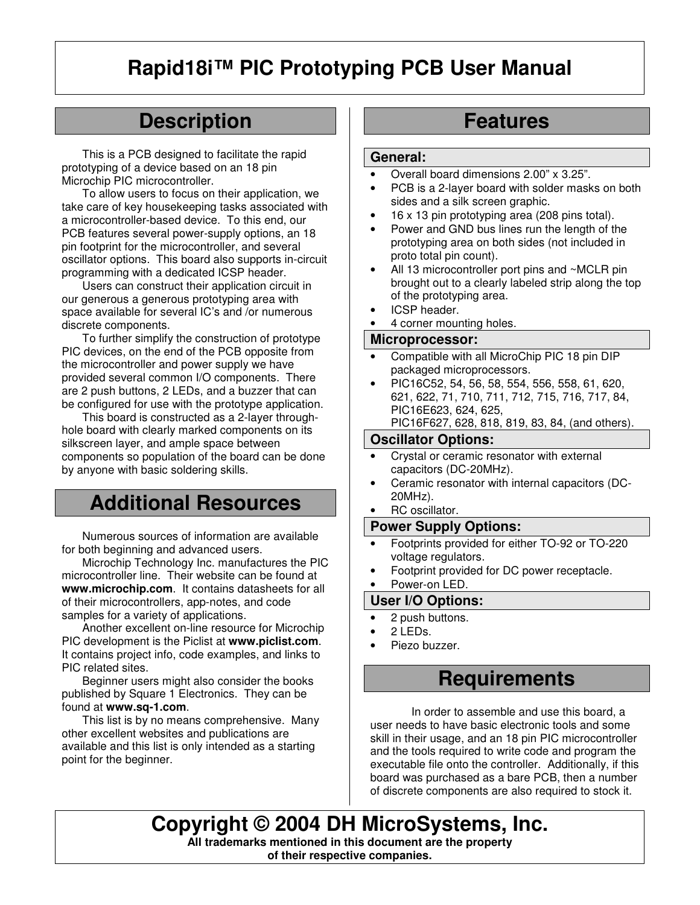# Rapid18i™ PIC Prototyping PCB User Manual

## Description

This is a PCB designed to facilitate the rapid prototyping of a device based on an 18 pin Microchip PIC microcontroller.

To allow users to focus on their application, we take care of key housekeeping tasks associated with a microcontroller-based device. To this end, our PCB features several power-supply options, an 18 pin footprint for the microcontroller, and several oscillator options. This board also supports in-circuit programming with a dedicated ICSP header.

Users can construct their application circuit in our generous a generous prototyping area with space available for several IC's and /or numerous discrete components.

To further simplify the construction of prototype PIC devices, on the end of the PCB opposite from the microcontroller and power supply we have provided several common I/O components. There are 2 push buttons, 2 LEDs, and a buzzer that can be configured for use with the prototype application.

This board is constructed as a 2-layer through-hole board with clearly marked components on its silkscreen layer, and ample space between components so population of the board can be done by anyone with basic soldering skills.

## Additional Resources

Numerous sources of information are available for both beginning and advanced users.

Microchip Technology Inc. manufactures the PIC microcontroller line. Their website can be found at **www.microchip.com**. It contains datasheets for all of their microcontrollers, app-notes, and code samples for a variety of applications.

Another excellent on-line resource for Microchip PIC development is the Piclist at **www.piclist.com**. It contains project info, code examples, and links to PIC related sites.

Beginner users might also consider the books published by Square 1 Electronics. They can be found at **www.sq-1.com**.

This list is by no means comprehensive. Many other excellent websites and publications are available and this list is only intended as a starting point for the beginner.

## Features

### General:

- Overall board dimensions 2.00" x 3.25".
- PCB is a 2-layer board with solder masks on both sides and a silk screen graphic.
- 16 x 13 pin prototyping area (208 pins total).
- Power and GND bus lines run the length of the prototyping area on both sides (not included in proto total pin count).
- All 13 microcontroller port pins and ~MCLR pin brought out to a clearly labeled strip along the top of the prototyping area.
- ICSP header.
- 4 corner mounting holes.

### Microprocessor:

- Compatible with all MicroChip PIC 18 pin DIP packaged microprocessors.
- PIC16C52, 54, 56, 58, 554, 556, 558, 61, 620, 621, 622, 71, 710, 711, 712, 715, 716, 717, 84, PIC16E623, 624, 625, PIC16F627, 628, 818, 819, 83, 84, (and others).

### Oscillator Options:

- Crystal or ceramic resonator with external capacitors (DC-20MHz).
- Ceramic resonator with internal capacitors (DC-20MHz).
- RC oscillator.

### Power Supply Options:

- Footprints provided for either TO-92 or TO-220 voltage regulators.
- Footprint provided for DC power receptacle.
- Power-on LED.

### User I/O Options:

- 2 push buttons.
- 2 LEDs.
- Piezo buzzer.

## Requirements

In order to assemble and use this board, a user needs to have basic electronic tools and some skill in their usage, and an 18 pin PIC microcontroller and the tools required to write code and program the executable file onto the controller. Additionally, if this board was purchased as a bare PCB, then a number of discrete components are also required to stock it.

**Copyright © 2004 DH MicroSystems, Inc.**

**All trademarks mentioned in this document are the property of their respective companies.**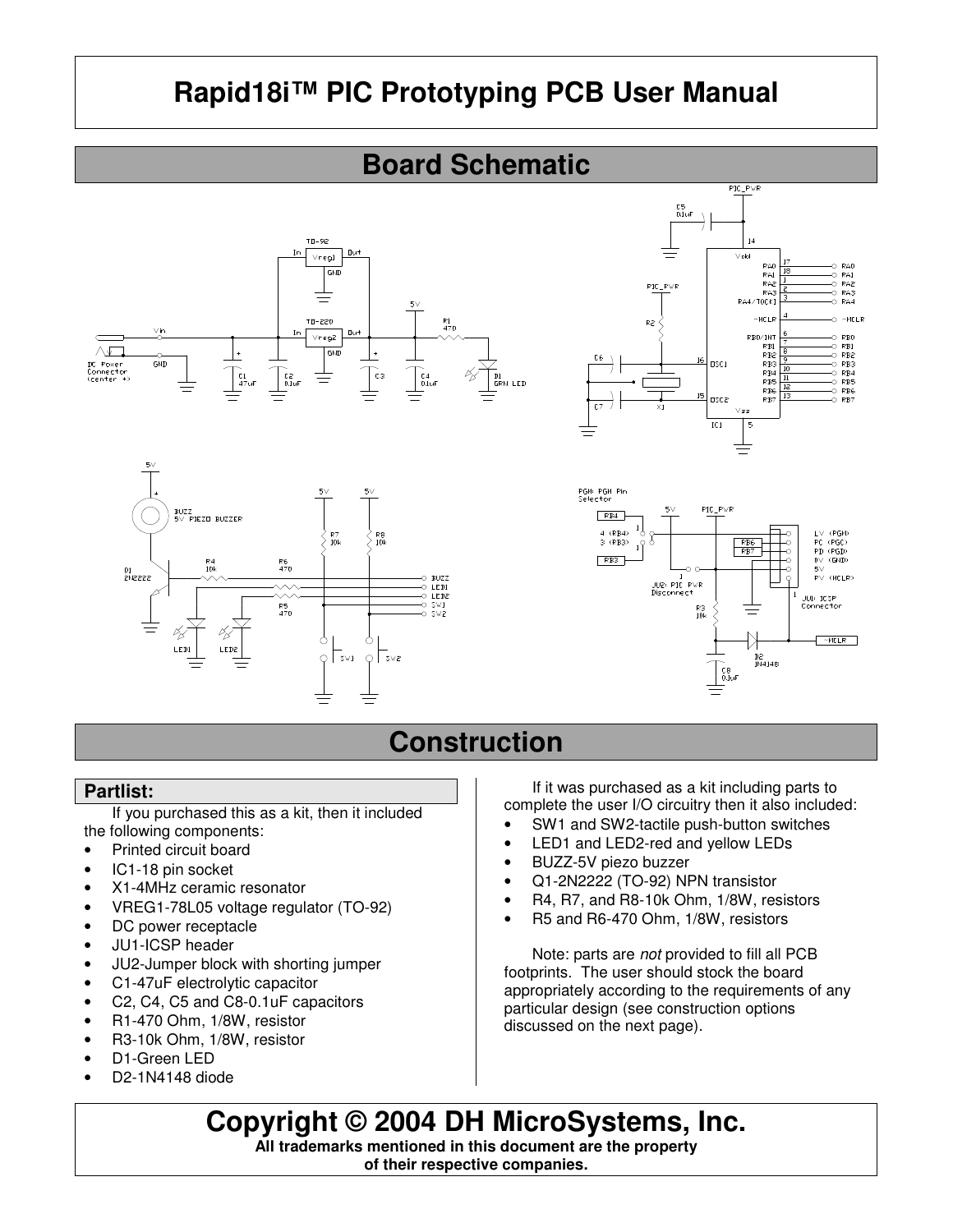# Rapid18i™ PIC Prototyping PCB User Manual

## Board Schematic

## Construction

### Partlist:

If you purchased this as a kit, then it included the following components:

- Printed circuit board
- IC1-18 pin socket
- X1-4MHz ceramic resonator
- VREG1-78L05 voltage regulator (TO-92)
- DC power receptacle
- JU1-ICSP header
- JU2-Jumper block with shorting jumper
- C1-47uF electrolytic capacitor
- C2, C4, C5 and C8-0.1uF capacitors
- R1-470 Ohm, 1/8W, resistor
- R3-10k Ohm, 1/8W, resistor
- D1-Green LED
- D2-1N4148 diode

If it was purchased as a kit including parts to complete the user I/O circuitry then it also included:

- SW1 and SW2-tactile push-button switches
- LED1 and LED2-red and yellow LEDs
- BUZZ-5V piezo buzzer
- Q1-2N2222 (TO-92) NPN transistor
- R4, R7, and R8-10k Ohm, 1/8W, resistors
- R5 and R6-470 Ohm, 1/8W, resistors

Note: parts are *not* provided to fill all PCB footprints. The user should stock the board appropriately according to the requirements of any particular design (see construction options discussed on the next page).

**Copyright © 2004 DH MicroSystems, Inc.**

**All trademarks mentioned in this document are the property of their respective companies.**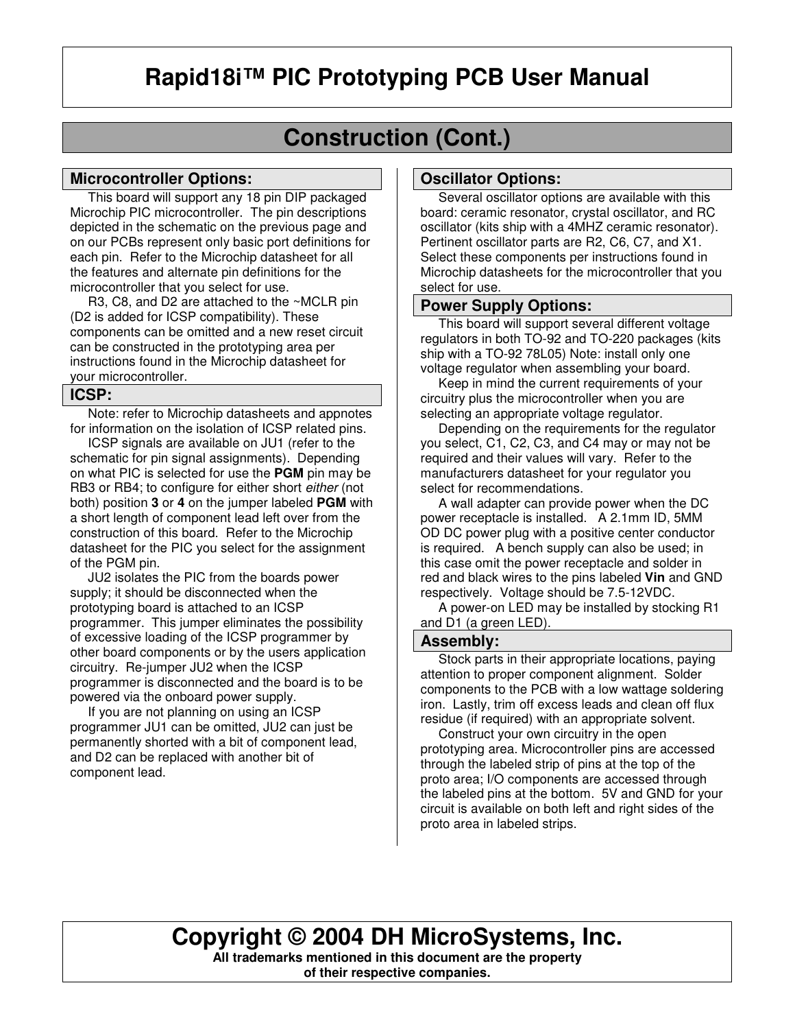# Rapid18i™ PIC Prototyping PCB User Manual

## Construction (Cont.)

### Microcontroller Options:

This board will support any 18 pin DIP packaged Microchip PIC microcontroller. The pin descriptions depicted in the schematic on the previous page and on our PCBs represent only basic port definitions for each pin. Refer to the Microchip datasheet for all the features and alternate pin definitions for the microcontroller that you select for use.

R3, C8, and D2 are attached to the ~MCLR pin (D2 is added for ICSP compatibility). These components can be omitted and a new reset circuit can be constructed in the prototyping area per instructions found in the Microchip datasheet for your microcontroller.

### ICSP:

Note: refer to Microchip datasheets and appnotes for information on the isolation of ICSP related pins.

ICSP signals are available on JU1 (refer to the schematic for pin signal assignments). Depending on what PIC is selected for use the **PGM** pin may be RB3 or RB4; to configure for either short *either* (not both) position **3** or **4** on the jumper labeled **PGM** with a short length of component lead left over from the construction of this board. Refer to the Microchip datasheet for the PIC you select for the assignment of the PGM pin.

JU2 isolates the PIC from the boards power supply; it should be disconnected when the prototyping board is attached to an ICSP programmer. This jumper eliminates the possibility of excessive loading of the ICSP programmer by other board components or by the users application circuitry. Re-jumper JU2 when the ICSP programmer is disconnected and the board is to be powered via the onboard power supply.

If you are not planning on using an ICSP programmer JU1 can be omitted, JU2 can just be permanently shorted with a bit of component lead, and D2 can be replaced with another bit of component lead.

### Oscillator Options:

Several oscillator options are available with this board: ceramic resonator, crystal oscillator, and RC oscillator (kits ship with a 4MHZ ceramic resonator). Pertinent oscillator parts are R2, C6, C7, and X1. Select these components per instructions found in Microchip datasheets for the microcontroller that you select for use.

### Power Supply Options:

This board will support several different voltage regulators in both TO-92 and TO-220 packages (kits ship with a TO-92 78L05) Note: install only one voltage regulator when assembling your board.

Keep in mind the current requirements of your circuitry plus the microcontroller when you are selecting an appropriate voltage regulator.

Depending on the requirements for the regulator you select, C1, C2, C3, and C4 may or may not be required and their values will vary. Refer to the manufacturers datasheet for your regulator you select for recommendations.

A wall adapter can provide power when the DC power receptacle is installed. A 2.1mm ID, 5MM OD DC power plug with a positive center conductor is required. A bench supply can also be used; in this case omit the power receptacle and solder in red and black wires to the pins labeled **Vin** and GND respectively. Voltage should be 7.5-12VDC.

A power-on LED may be installed by stocking R1 and D1 (a green LED).

### Assembly:

Stock parts in their appropriate locations, paying attention to proper component alignment. Solder components to the PCB with a low wattage soldering iron. Lastly, trim off excess leads and clean off flux residue (if required) with an appropriate solvent.

Construct your own circuitry in the open prototyping area. Microcontroller pins are accessed through the labeled strip of pins at the top of the proto area; I/O components are accessed through the labeled pins at the bottom. 5V and GND for your circuit is available on both left and right sides of the proto area in labeled strips.

**Copyright © 2004 DH MicroSystems, Inc.**

**All trademarks mentioned in this document are the property of their respective companies.**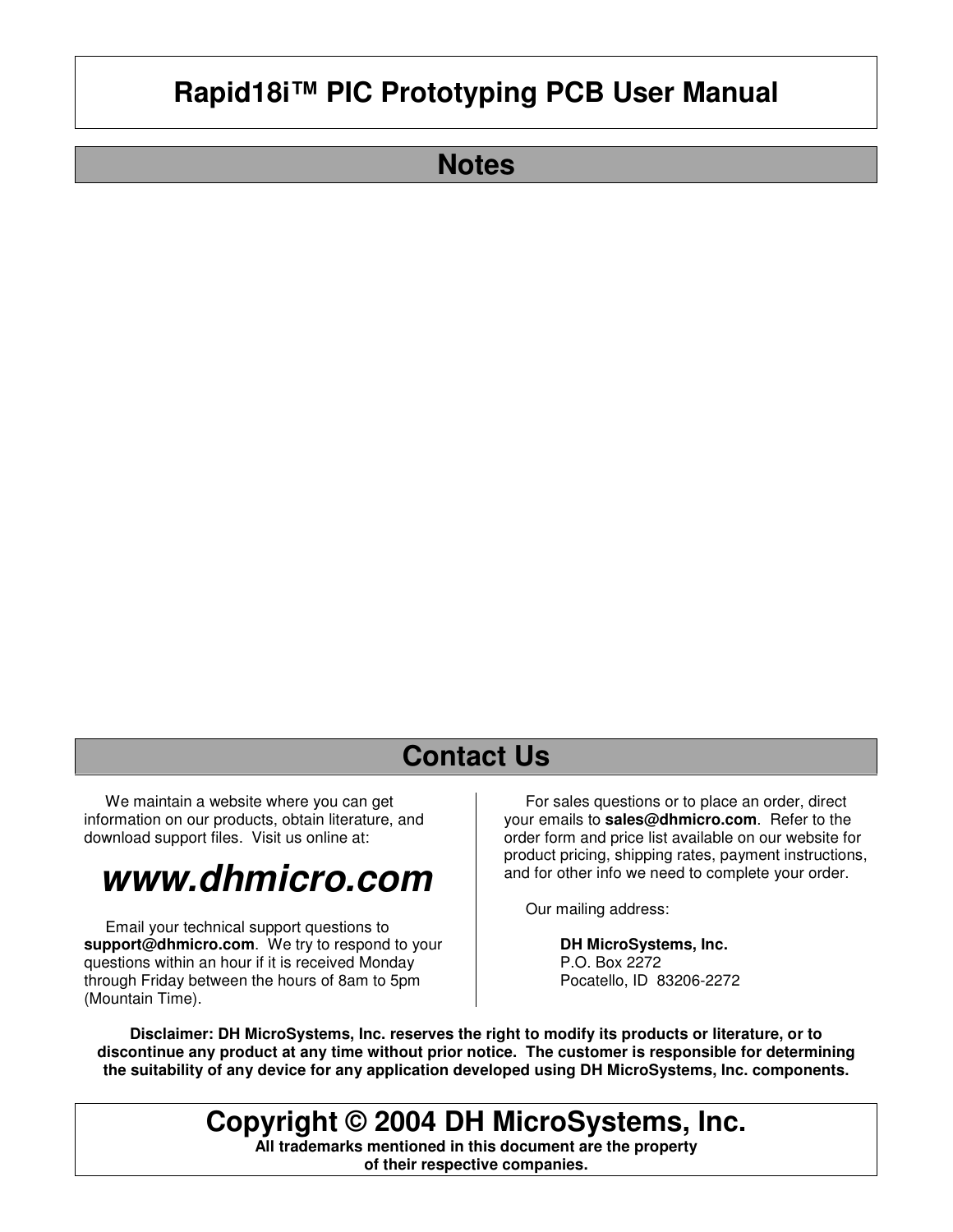# Rapid18i™ PIC Prototyping PCB User Manual

## Notes

## Contact Us

We maintain a website where you can get information on our products, obtain literature, and download support files. Visit us online at:

***www.dhmicro.com***

Email your technical support questions to **support@dhmicro.com**. We try to respond to your questions within an hour if it is received Monday through Friday between the hours of 8am to 5pm (Mountain Time).

For sales questions or to place an order, direct your emails to **sales@dhmicro.com**. Refer to the order form and price list available on our website for product pricing, shipping rates, payment instructions, and for other info we need to complete your order.

Our mailing address:

**DH MicroSystems, Inc.**
P.O. Box 2272
Pocatello, ID 83206-2272

**Disclaimer: DH MicroSystems, Inc. reserves the right to modify its products or literature, or to discontinue any product at any time without prior notice. The customer is responsible for determining the suitability of any device for any application developed using DH MicroSystems, Inc. components.**

## Copyright © 2004 DH MicroSystems, Inc.

**All trademarks mentioned in this document are the property of their respective companies.**